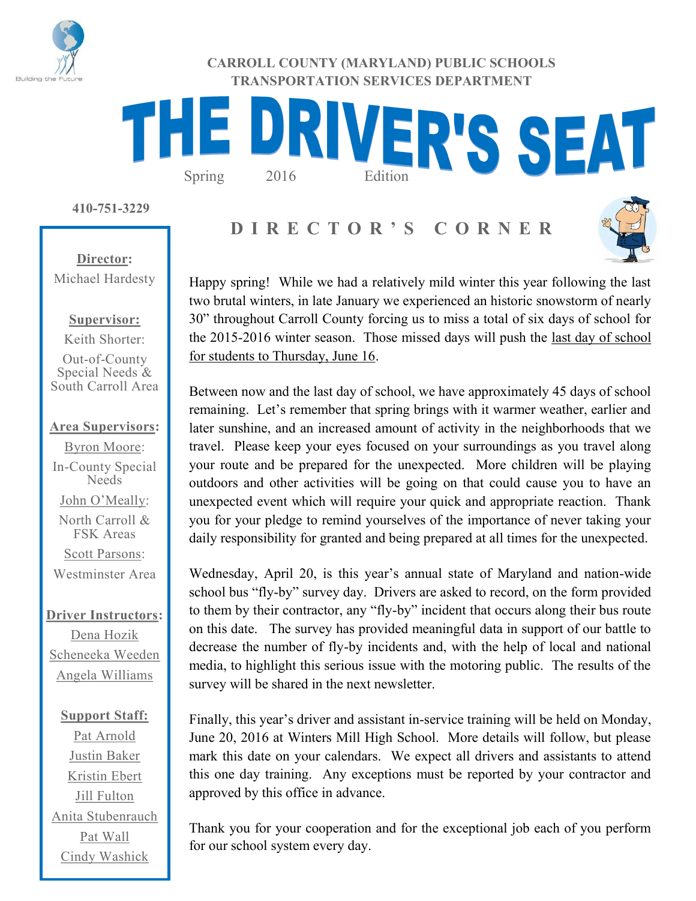CARROLL COUNTY (MARYLAND) PUBLIC SCHOOLS
TRANSPORTATION SERVICES DEPARTMENT

# THE DRIVER'S SEAT

Spring 2016 Edition

410-751-3229

**Director:**
Michael Hardesty

**Supervisor:**
Keith Shorter:
Out-of-County Special Needs & South Carroll Area

**Area Supervisors:**
Byron Moore:
In-County Special Needs
John O'Meally:
North Carroll & FSK Areas
Scott Parsons:
Westminster Area

**Driver Instructors:**
Dena Hozik
Scheneeka Weeden
Angela Williams

**Support Staff:**
Pat Arnold
Justin Baker
Kristin Ebert
Jill Fulton
Anita Stubenrauch
Pat Wall
Cindy Washick

## DIRECTOR'S CORNER

Happy spring! While we had a relatively mild winter this year following the last two brutal winters, in late January we experienced an historic snowstorm of nearly 30" throughout Carroll County forcing us to miss a total of six days of school for the 2015-2016 winter season. Those missed days will push the last day of school for students to Thursday, June 16.

Between now and the last day of school, we have approximately 45 days of school remaining. Let's remember that spring brings with it warmer weather, earlier and later sunshine, and an increased amount of activity in the neighborhoods that we travel. Please keep your eyes focused on your surroundings as you travel along your route and be prepared for the unexpected. More children will be playing outdoors and other activities will be going on that could cause you to have an unexpected event which will require your quick and appropriate reaction. Thank you for your pledge to remind yourselves of the importance of never taking your daily responsibility for granted and being prepared at all times for the unexpected.

Wednesday, April 20, is this year's annual state of Maryland and nation-wide school bus "fly-by" survey day. Drivers are asked to record, on the form provided to them by their contractor, any "fly-by" incident that occurs along their bus route on this date. The survey has provided meaningful data in support of our battle to decrease the number of fly-by incidents and, with the help of local and national media, to highlight this serious issue with the motoring public. The results of the survey will be shared in the next newsletter.

Finally, this year's driver and assistant in-service training will be held on Monday, June 20, 2016 at Winters Mill High School. More details will follow, but please mark this date on your calendars. We expect all drivers and assistants to attend this one day training. Any exceptions must be reported by your contractor and approved by this office in advance.

Thank you for your cooperation and for the exceptional job each of you perform for our school system every day.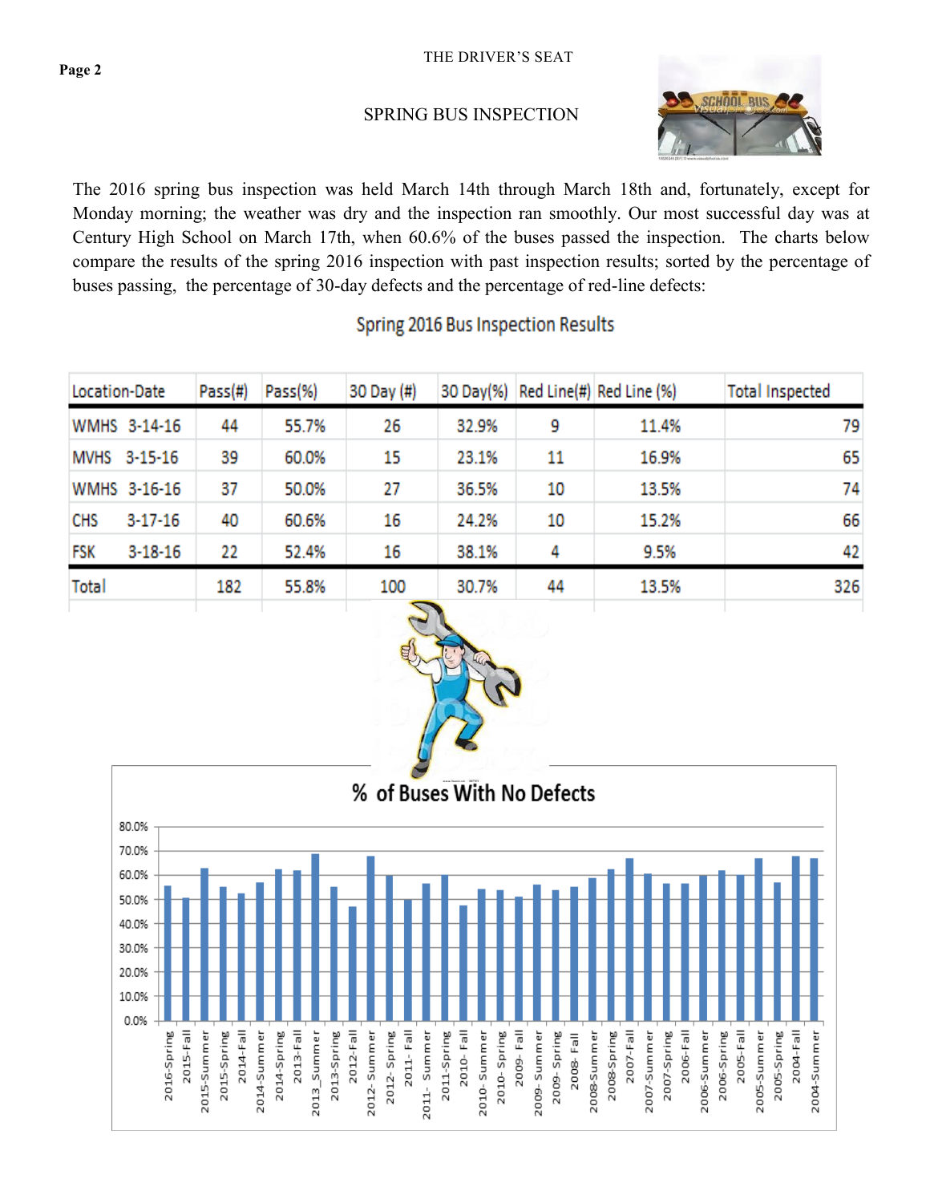## SPRING BUS INSPECTION

The 2016 spring bus inspection was held March 14th through March 18th and, fortunately, except for Monday morning; the weather was dry and the inspection ran smoothly. Our most successful day was at Century High School on March 17th, when 60.6% of the buses passed the inspection. The charts below compare the results of the spring 2016 inspection with past inspection results; sorted by the percentage of buses passing, the percentage of 30-day defects and the percentage of red-line defects:

### Spring 2016 Bus Inspection Results

| Location-Date | Pass(#) | Pass(%) | 30 Day (#) | 30 Day(%) | Red Line(#) | Red Line (%) | Total Inspected |
|---|---|---|---|---|---|---|---|
| WMHS 3-14-16 | 44 | 55.7% | 26 | 32.9% | 9 | 11.4% | 79 |
| MVHS 3-15-16 | 39 | 60.0% | 15 | 23.1% | 11 | 16.9% | 65 |
| WMHS 3-16-16 | 37 | 50.0% | 27 | 36.5% | 10 | 13.5% | 74 |
| CHS 3-17-16 | 40 | 60.6% | 16 | 24.2% | 10 | 15.2% | 66 |
| FSK 3-18-16 | 22 | 52.4% | 16 | 38.1% | 4 | 9.5% | 42 |
| Total | 182 | 55.8% | 100 | 30.7% | 44 | 13.5% | 326 |

### % of Buses With No Defects

| Inspection | % (approx.) |
|---|---|
| 2016-Spring | 55.8% |
| 2015-Fall | 50.5% |
| 2015-Summer | 63% |
| 2015-Spring | 55% |
| 2014-Fall | 52.5% |
| 2014-Summer | 57% |
| 2014-Spring | 62.5% |
| 2013-Fall | 62% |
| 2013_Summer | 69% |
| 2013-Spring | 55% |
| 2012-Fall | 47% |
| 2012- Summer | 68% |
| 2012- Spring | 60% |
| 2011- Fall | 50% |
| 2011- Summer | 56.5% |
| 2011-Spring | 60% |
| 2010- Fall | 47.5% |
| 2010- Summer | 54.5% |
| 2010- Spring | 54% |
| 2009- Fall | 51% |
| 2009- Summer | 56% |
| 2009- Spring | 54% |
| 2008- Fall | 55% |
| 2008-Summer | 59% |
| 2008-Spring | 62.5% |
| 2007-Fall | 67% |
| 2007-Summer | 60.5% |
| 2007-Spring | 56.5% |
| 2006-Fall | 56.5% |
| 2006-Summer | 60% |
| 2006-Spring | 62% |
| 2005-Fall | 60% |
| 2005-Summer | 67% |
| 2005-Spring | 57% |
| 2004-Fall | 68% |
| 2004-Summer | 67% |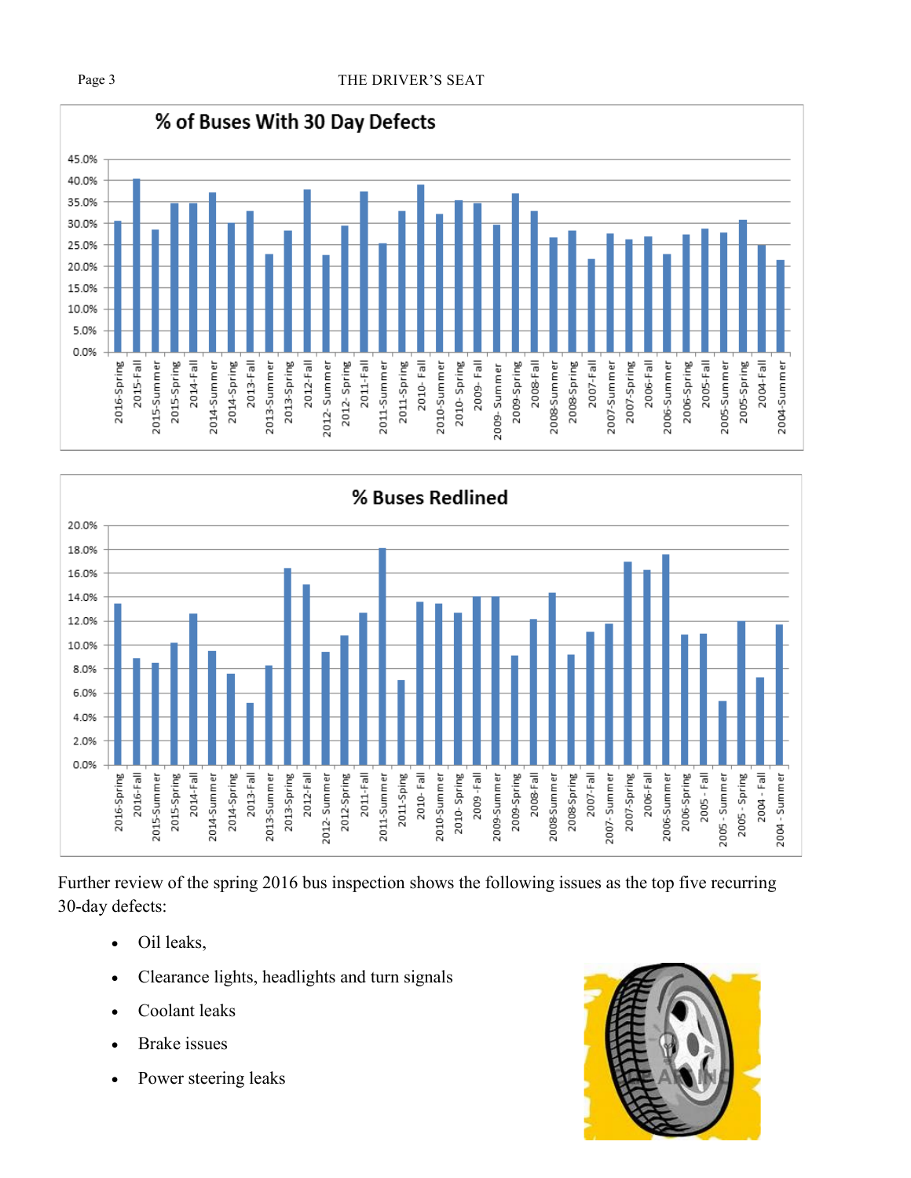## % of Buses With 30 Day Defects

## % Buses Redlined

Further review of the spring 2016 bus inspection shows the following issues as the top five recurring 30-day defects:

- Oil leaks,
- Clearance lights, headlights and turn signals
- Coolant leaks
- Brake issues
- Power steering leaks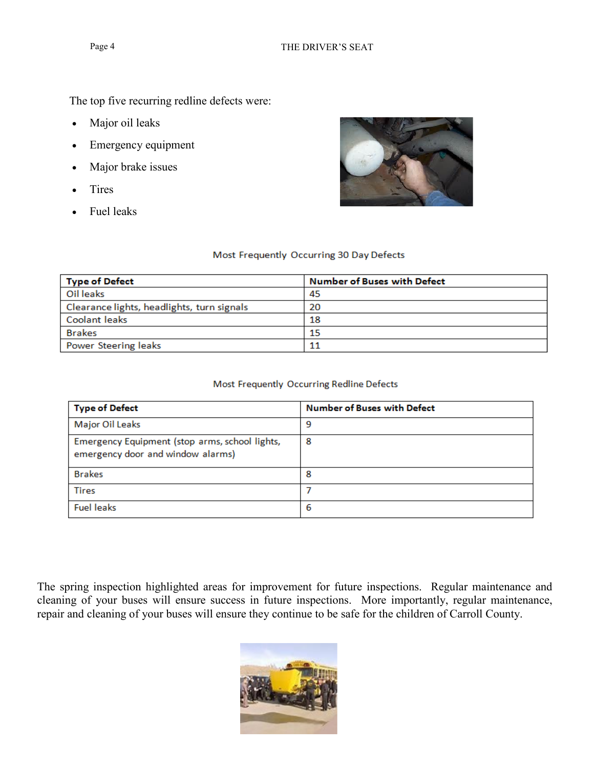The top five recurring redline defects were:

- Major oil leaks
- Emergency equipment
- Major brake issues
- Tires
- Fuel leaks

Most Frequently Occurring 30 Day Defects

| Type of Defect | Number of Buses with Defect |
|---|---|
| Oil leaks | 45 |
| Clearance lights, headlights, turn signals | 20 |
| Coolant leaks | 18 |
| Brakes | 15 |
| Power Steering leaks | 11 |

Most Frequently Occurring Redline Defects

| Type of Defect | Number of Buses with Defect |
|---|---|
| Major Oil Leaks | 9 |
| Emergency Equipment (stop arms, school lights, emergency door and window alarms) | 8 |
| Brakes | 8 |
| Tires | 7 |
| Fuel leaks | 6 |

The spring inspection highlighted areas for improvement for future inspections. Regular maintenance and cleaning of your buses will ensure success in future inspections. More importantly, regular maintenance, repair and cleaning of your buses will ensure they continue to be safe for the children of Carroll County.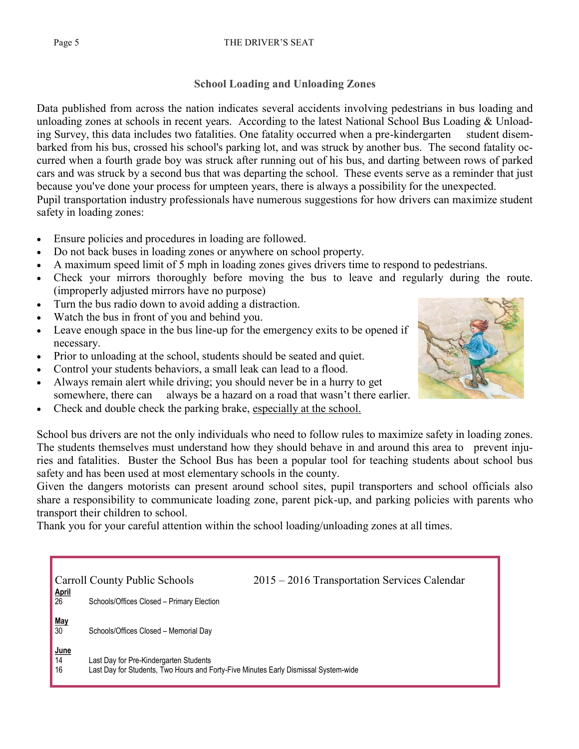## School Loading and Unloading Zones

Data published from across the nation indicates several accidents involving pedestrians in bus loading and unloading zones at schools in recent years. According to the latest National School Bus Loading & Unloading Survey, this data includes two fatalities. One fatality occurred when a pre-kindergarten student disembarked from his bus, crossed his school's parking lot, and was struck by another bus. The second fatality occurred when a fourth grade boy was struck after running out of his bus, and darting between rows of parked cars and was struck by a second bus that was departing the school. These events serve as a reminder that just because you've done your process for umpteen years, there is always a possibility for the unexpected.

Pupil transportation industry professionals have numerous suggestions for how drivers can maximize student safety in loading zones:

- Ensure policies and procedures in loading are followed.
- Do not back buses in loading zones or anywhere on school property.
- A maximum speed limit of 5 mph in loading zones gives drivers time to respond to pedestrians.
- Check your mirrors thoroughly before moving the bus to leave and regularly during the route. (improperly adjusted mirrors have no purpose)
- Turn the bus radio down to avoid adding a distraction.
- Watch the bus in front of you and behind you.
- Leave enough space in the bus line-up for the emergency exits to be opened if necessary.
- Prior to unloading at the school, students should be seated and quiet.
- Control your students behaviors, a small leak can lead to a flood.
- Always remain alert while driving; you should never be in a hurry to get somewhere, there can always be a hazard on a road that wasn't there earlier.
- Check and double check the parking brake, <u>especially at the school.</u>

School bus drivers are not the only individuals who need to follow rules to maximize safety in loading zones. The students themselves must understand how they should behave in and around this area to prevent injuries and fatalities. Buster the School Bus has been a popular tool for teaching students about school bus safety and has been used at most elementary schools in the county.

Given the dangers motorists can present around school sites, pupil transporters and school officials also share a responsibility to communicate loading zone, parent pick-up, and parking policies with parents who transport their children to school.

Thank you for your careful attention within the school loading/unloading zones at all times.

Carroll County Public Schools — 2015 – 2016 Transportation Services Calendar

**April**
26 — Schools/Offices Closed – Primary Election

**May**
30 — Schools/Offices Closed – Memorial Day

**June**
14 — Last Day for Pre-Kindergarten Students
16 — Last Day for Students, Two Hours and Forty-Five Minutes Early Dismissal System-wide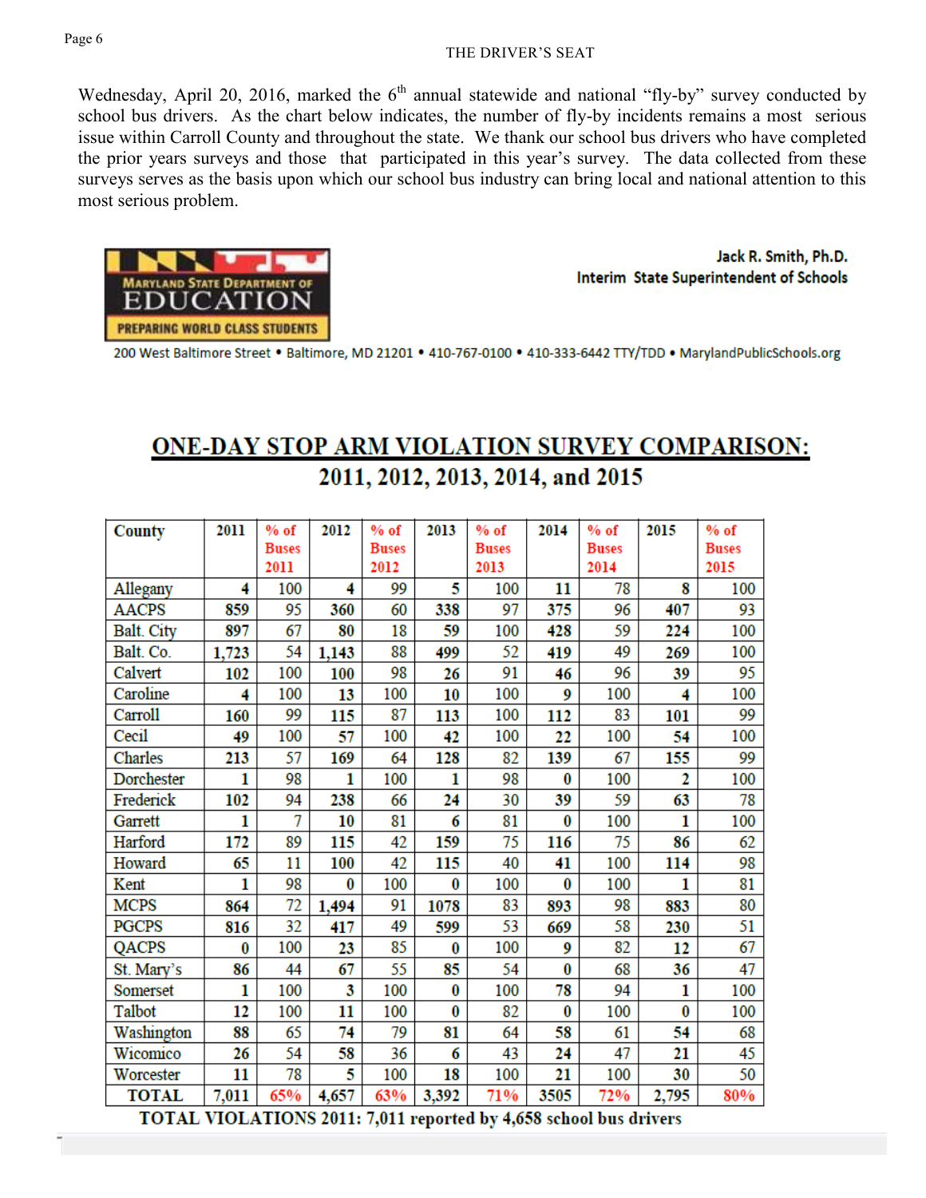Wednesday, April 20, 2016, marked the 6th annual statewide and national "fly-by" survey conducted by school bus drivers. As the chart below indicates, the number of fly-by incidents remains a most serious issue within Carroll County and throughout the state. We thank our school bus drivers who have completed the prior years surveys and those that participated in this year's survey. The data collected from these surveys serves as the basis upon which our school bus industry can bring local and national attention to this most serious problem.

MARYLAND STATE DEPARTMENT OF EDUCATION

PREPARING WORLD CLASS STUDENTS

**Jack R. Smith, Ph.D.**
**Interim State Superintendent of Schools**

200 West Baltimore Street • Baltimore, MD 21201 • 410-767-0100 • 410-333-6442 TTY/TDD • MarylandPublicSchools.org

## ONE-DAY STOP ARM VIOLATION SURVEY COMPARISON: 2011, 2012, 2013, 2014, and 2015

| County | 2011 | % of Buses 2011 | 2012 | % of Buses 2012 | 2013 | % of Buses 2013 | 2014 | % of Buses 2014 | 2015 | % of Buses 2015 |
|---|---|---|---|---|---|---|---|---|---|---|
| Allegany | 4 | 100 | 4 | 99 | 5 | 100 | 11 | 78 | 8 | 100 |
| AACPS | 859 | 95 | 360 | 60 | 338 | 97 | 375 | 96 | 407 | 93 |
| Balt. City | 897 | 67 | 80 | 18 | 59 | 100 | 428 | 59 | 224 | 100 |
| Balt. Co. | 1,723 | 54 | 1,143 | 88 | 499 | 52 | 419 | 49 | 269 | 100 |
| Calvert | 102 | 100 | 100 | 98 | 26 | 91 | 46 | 96 | 39 | 95 |
| Caroline | 4 | 100 | 13 | 100 | 10 | 100 | 9 | 100 | 4 | 100 |
| Carroll | 160 | 99 | 115 | 87 | 113 | 100 | 112 | 83 | 101 | 99 |
| Cecil | 49 | 100 | 57 | 100 | 42 | 100 | 22 | 100 | 54 | 100 |
| Charles | 213 | 57 | 169 | 64 | 128 | 82 | 139 | 67 | 155 | 99 |
| Dorchester | 1 | 98 | 1 | 100 | 1 | 98 | 0 | 100 | 2 | 100 |
| Frederick | 102 | 94 | 238 | 66 | 24 | 30 | 39 | 59 | 63 | 78 |
| Garrett | 1 | 7 | 10 | 81 | 6 | 81 | 0 | 100 | 1 | 100 |
| Harford | 172 | 89 | 115 | 42 | 159 | 75 | 116 | 75 | 86 | 62 |
| Howard | 65 | 11 | 100 | 42 | 115 | 40 | 41 | 100 | 114 | 98 |
| Kent | 1 | 98 | 0 | 100 | 0 | 100 | 0 | 100 | 1 | 81 |
| MCPS | 864 | 72 | 1,494 | 91 | 1078 | 83 | 893 | 98 | 883 | 80 |
| PGCPS | 816 | 32 | 417 | 49 | 599 | 53 | 669 | 58 | 230 | 51 |
| QACPS | 0 | 100 | 23 | 85 | 0 | 100 | 9 | 82 | 12 | 67 |
| St. Mary's | 86 | 44 | 67 | 55 | 85 | 54 | 0 | 68 | 36 | 47 |
| Somerset | 1 | 100 | 3 | 100 | 0 | 100 | 78 | 94 | 1 | 100 |
| Talbot | 12 | 100 | 11 | 100 | 0 | 82 | 0 | 100 | 0 | 100 |
| Washington | 88 | 65 | 74 | 79 | 81 | 64 | 58 | 61 | 54 | 68 |
| Wicomico | 26 | 54 | 58 | 36 | 6 | 43 | 24 | 47 | 21 | 45 |
| Worcester | 11 | 78 | 5 | 100 | 18 | 100 | 21 | 100 | 30 | 50 |
| **TOTAL** | 7,011 | 65% | 4,657 | 63% | 3,392 | 71% | 3505 | 72% | 2,795 | 80% |

**TOTAL VIOLATIONS 2011: 7,011 reported by 4,658 school bus drivers**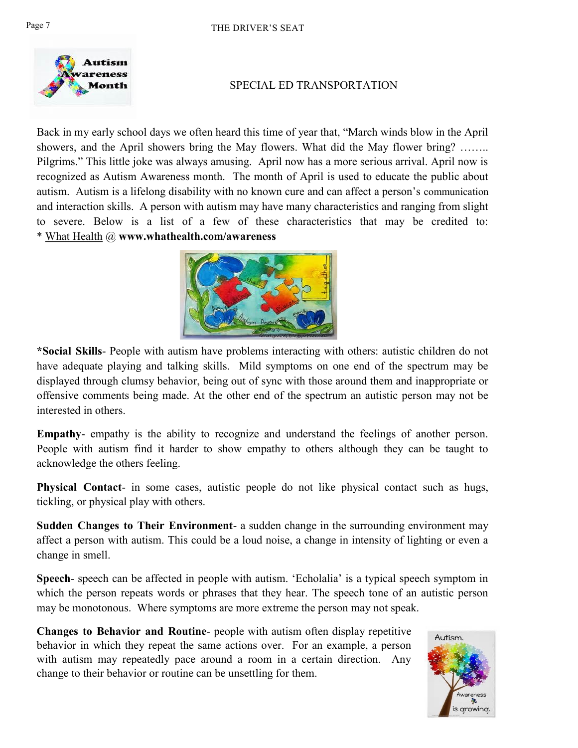## SPECIAL ED TRANSPORTATION

Back in my early school days we often heard this time of year that, "March winds blow in the April showers, and the April showers bring the May flowers. What did the May flower bring? …….. Pilgrims." This little joke was always amusing. April now has a more serious arrival. April now is recognized as Autism Awareness month. The month of April is used to educate the public about autism. Autism is a lifelong disability with no known cure and can affect a person's communication and interaction skills. A person with autism may have many characteristics and ranging from slight to severe. Below is a list of a few of these characteristics that may be credited to: * What Health @ **www.whathealth.com/awareness**

***Social Skills**- People with autism have problems interacting with others: autistic children do not have adequate playing and talking skills. Mild symptoms on one end of the spectrum may be displayed through clumsy behavior, being out of sync with those around them and inappropriate or offensive comments being made. At the other end of the spectrum an autistic person may not be interested in others.

**Empathy**- empathy is the ability to recognize and understand the feelings of another person. People with autism find it harder to show empathy to others although they can be taught to acknowledge the others feeling.

**Physical Contact**- in some cases, autistic people do not like physical contact such as hugs, tickling, or physical play with others.

**Sudden Changes to Their Environment**- a sudden change in the surrounding environment may affect a person with autism. This could be a loud noise, a change in intensity of lighting or even a change in smell.

**Speech**- speech can be affected in people with autism. 'Echolalia' is a typical speech symptom in which the person repeats words or phrases that they hear. The speech tone of an autistic person may be monotonous. Where symptoms are more extreme the person may not speak.

**Changes to Behavior and Routine**- people with autism often display repetitive behavior in which they repeat the same actions over. For an example, a person with autism may repeatedly pace around a room in a certain direction. Any change to their behavior or routine can be unsettling for them.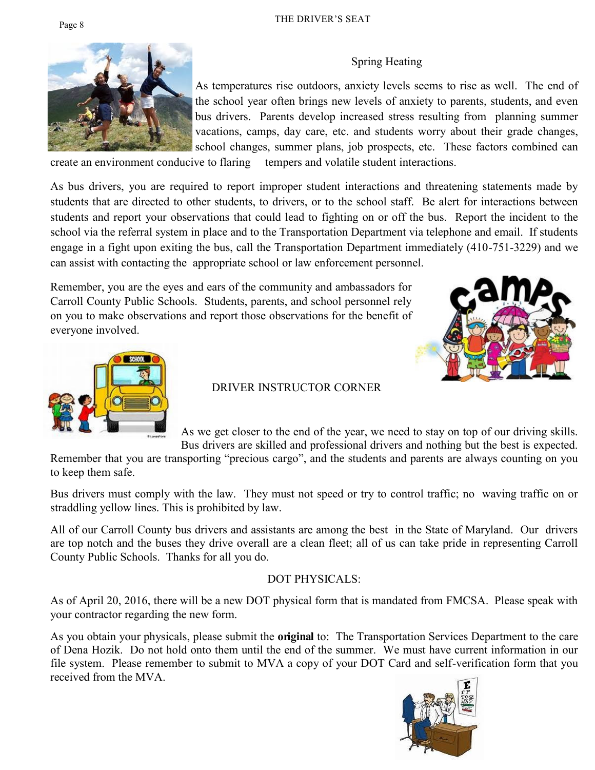## Spring Heating

As temperatures rise outdoors, anxiety levels seems to rise as well. The end of the school year often brings new levels of anxiety to parents, students, and even bus drivers. Parents develop increased stress resulting from planning summer vacations, camps, day care, etc. and students worry about their grade changes, school changes, summer plans, job prospects, etc. These factors combined can create an environment conducive to flaring tempers and volatile student interactions.

As bus drivers, you are required to report improper student interactions and threatening statements made by students that are directed to other students, to drivers, or to the school staff. Be alert for interactions between students and report your observations that could lead to fighting on or off the bus. Report the incident to the school via the referral system in place and to the Transportation Department via telephone and email. If students engage in a fight upon exiting the bus, call the Transportation Department immediately (410-751-3229) and we can assist with contacting the appropriate school or law enforcement personnel.

Remember, you are the eyes and ears of the community and ambassadors for Carroll County Public Schools. Students, parents, and school personnel rely on you to make observations and report those observations for the benefit of everyone involved.

## DRIVER INSTRUCTOR CORNER

As we get closer to the end of the year, we need to stay on top of our driving skills. Bus drivers are skilled and professional drivers and nothing but the best is expected. Remember that you are transporting "precious cargo", and the students and parents are always counting on you to keep them safe.

Bus drivers must comply with the law. They must not speed or try to control traffic; no waving traffic on or straddling yellow lines. This is prohibited by law.

All of our Carroll County bus drivers and assistants are among the best in the State of Maryland. Our drivers are top notch and the buses they drive overall are a clean fleet; all of us can take pride in representing Carroll County Public Schools. Thanks for all you do.

## DOT PHYSICALS:

As of April 20, 2016, there will be a new DOT physical form that is mandated from FMCSA. Please speak with your contractor regarding the new form.

As you obtain your physicals, please submit the **original** to: The Transportation Services Department to the care of Dena Hozik. Do not hold onto them until the end of the summer. We must have current information in our file system. Please remember to submit to MVA a copy of your DOT Card and self-verification form that you received from the MVA.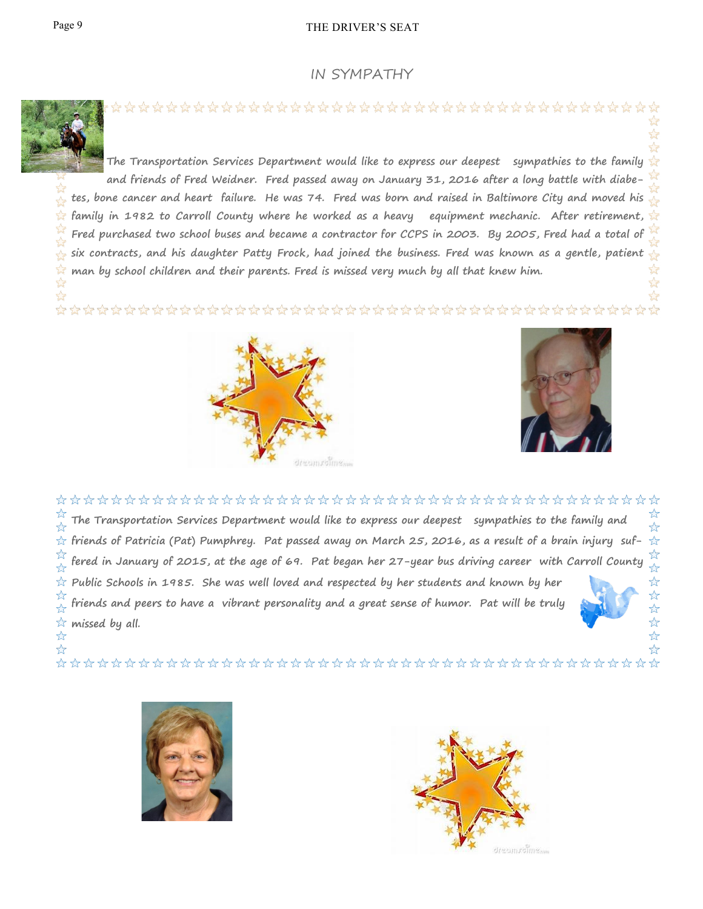## IN SYMPATHY

The Transportation Services Department would like to express our deepest sympathies to the family and friends of Fred Weidner. Fred passed away on January 31, 2016 after a long battle with diabetes, bone cancer and heart failure. He was 74. Fred was born and raised in Baltimore City and moved his family in 1982 to Carroll County where he worked as a heavy equipment mechanic. After retirement, Fred purchased two school buses and became a contractor for CCPS in 2003. By 2005, Fred had a total of six contracts, and his daughter Patty Frock, had joined the business. Fred was known as a gentle, patient man by school children and their parents. Fred is missed very much by all that knew him.

The Transportation Services Department would like to express our deepest sympathies to the family and friends of Patricia (Pat) Pumphrey. Pat passed away on March 25, 2016, as a result of a brain injury suffered in January of 2015, at the age of 69. Pat began her 27-year bus driving career with Carroll County Public Schools in 1985. She was well loved and respected by her students and known by her friends and peers to have a vibrant personality and a great sense of humor. Pat will be truly missed by all.